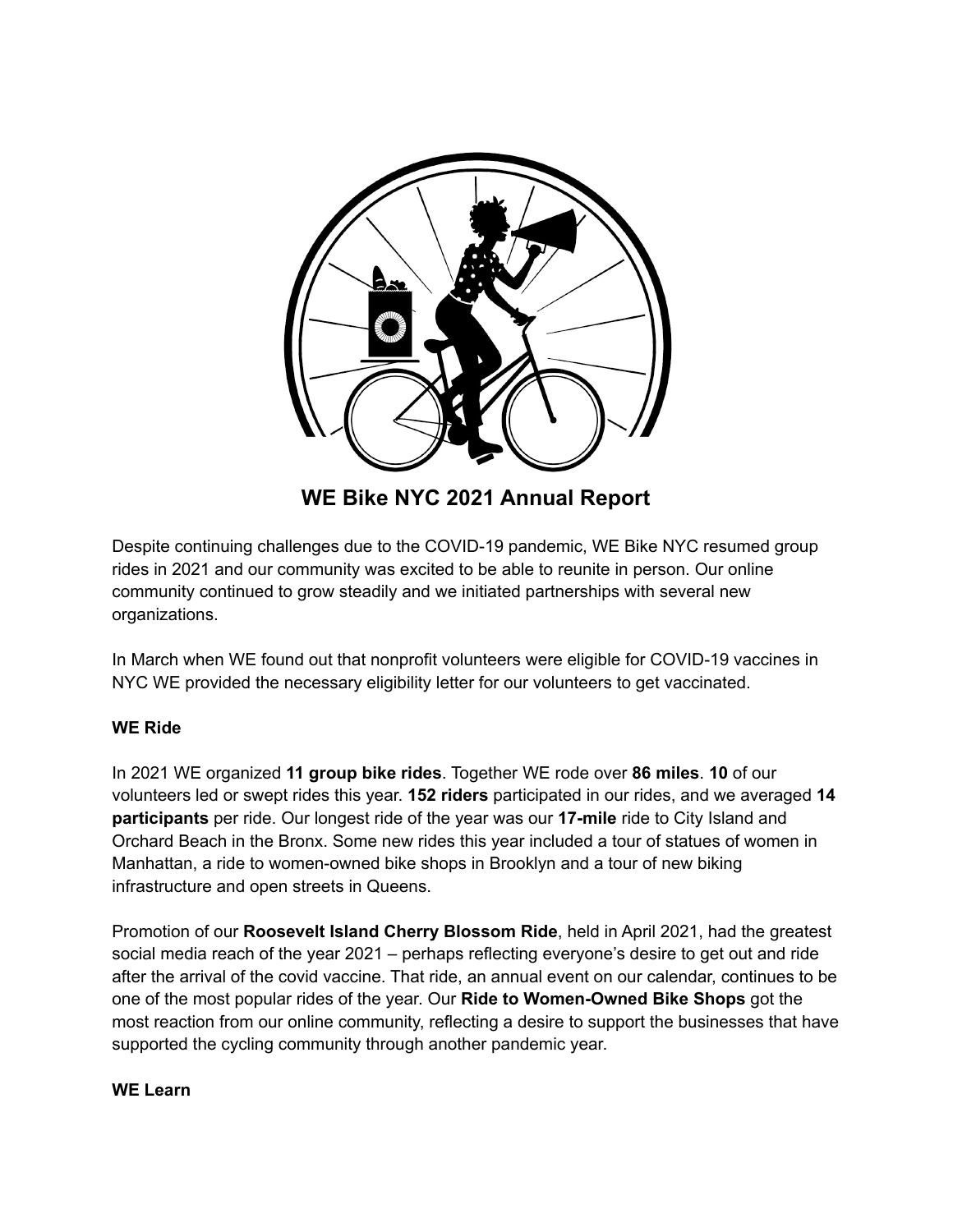# WE Bike NYC 2021 Annual Report

Despite continuing challenges due to the COVID-19 pandemic, WE Bike NYC resumed group rides in 2021 and our community was excited to be able to reunite in person. Our online community continued to grow steadily and we initiated partnerships with several new organizations.

In March when WE found out that nonprofit volunteers were eligible for COVID-19 vaccines in NYC WE provided the necessary eligibility letter for our volunteers to get vaccinated.

**WE Ride**

In 2021 WE organized **11 group bike rides**. Together WE rode over **86 miles**. **10** of our volunteers led or swept rides this year. **152 riders** participated in our rides, and we averaged **14 participants** per ride. Our longest ride of the year was our **17-mile** ride to City Island and Orchard Beach in the Bronx. Some new rides this year included a tour of statues of women in Manhattan, a ride to women-owned bike shops in Brooklyn and a tour of new biking infrastructure and open streets in Queens.

Promotion of our **Roosevelt Island Cherry Blossom Ride**, held in April 2021, had the greatest social media reach of the year 2021 – perhaps reflecting everyone's desire to get out and ride after the arrival of the covid vaccine. That ride, an annual event on our calendar, continues to be one of the most popular rides of the year. Our **Ride to Women-Owned Bike Shops** got the most reaction from our online community, reflecting a desire to support the businesses that have supported the cycling community through another pandemic year.

**WE Learn**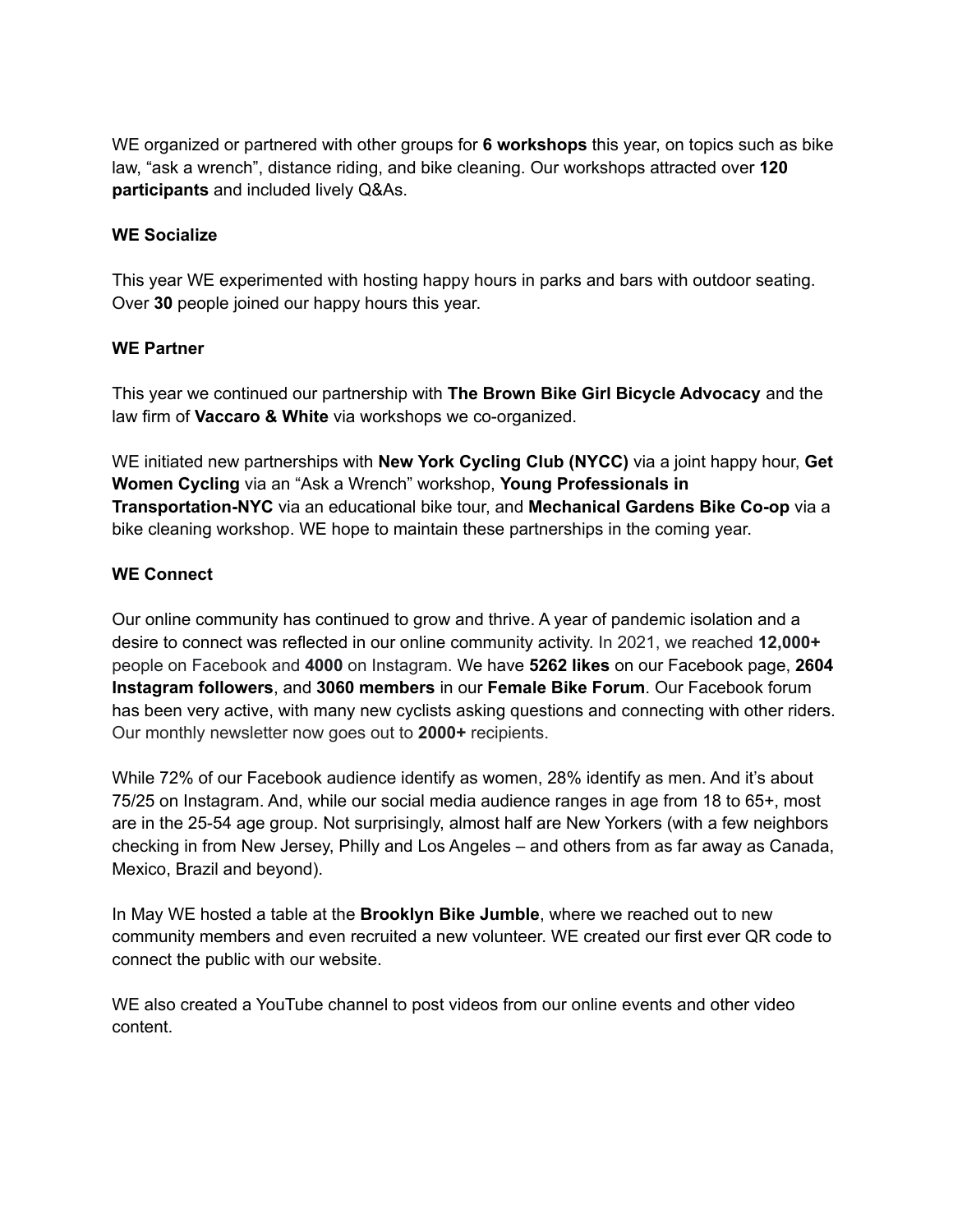WE organized or partnered with other groups for **6 workshops** this year, on topics such as bike law, "ask a wrench", distance riding, and bike cleaning. Our workshops attracted over **120 participants** and included lively Q&As.

**WE Socialize**

This year WE experimented with hosting happy hours in parks and bars with outdoor seating. Over **30** people joined our happy hours this year.

**WE Partner**

This year we continued our partnership with **The Brown Bike Girl Bicycle Advocacy** and the law firm of **Vaccaro & White** via workshops we co-organized.

WE initiated new partnerships with **New York Cycling Club (NYCC)** via a joint happy hour, **Get Women Cycling** via an "Ask a Wrench" workshop, **Young Professionals in Transportation-NYC** via an educational bike tour, and **Mechanical Gardens Bike Co-op** via a bike cleaning workshop. WE hope to maintain these partnerships in the coming year.

**WE Connect**

Our online community has continued to grow and thrive. A year of pandemic isolation and a desire to connect was reflected in our online community activity. In 2021, we reached **12,000+** people on Facebook and **4000** on Instagram. We have **5262 likes** on our Facebook page, **2604 Instagram followers**, and **3060 members** in our **Female Bike Forum**. Our Facebook forum has been very active, with many new cyclists asking questions and connecting with other riders. Our monthly newsletter now goes out to **2000+** recipients.

While 72% of our Facebook audience identify as women, 28% identify as men. And it's about 75/25 on Instagram. And, while our social media audience ranges in age from 18 to 65+, most are in the 25-54 age group. Not surprisingly, almost half are New Yorkers (with a few neighbors checking in from New Jersey, Philly and Los Angeles – and others from as far away as Canada, Mexico, Brazil and beyond).

In May WE hosted a table at the **Brooklyn Bike Jumble**, where we reached out to new community members and even recruited a new volunteer. WE created our first ever QR code to connect the public with our website.

WE also created a YouTube channel to post videos from our online events and other video content.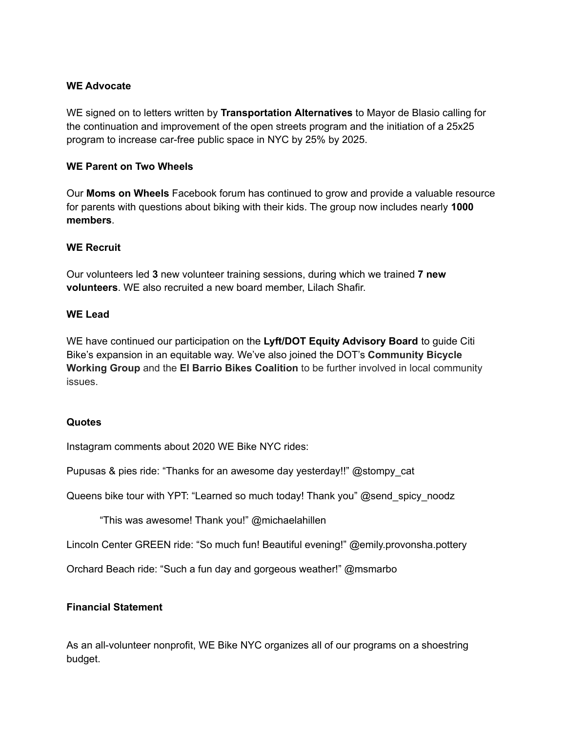**WE Advocate**

WE signed on to letters written by **Transportation Alternatives** to Mayor de Blasio calling for the continuation and improvement of the open streets program and the initiation of a 25x25 program to increase car-free public space in NYC by 25% by 2025.

**WE Parent on Two Wheels**

Our **Moms on Wheels** Facebook forum has continued to grow and provide a valuable resource for parents with questions about biking with their kids. The group now includes nearly **1000 members**.

**WE Recruit**

Our volunteers led **3** new volunteer training sessions, during which we trained **7 new volunteers**. WE also recruited a new board member, Lilach Shafir.

**WE Lead**

WE have continued our participation on the **Lyft/DOT Equity Advisory Board** to guide Citi Bike's expansion in an equitable way. We've also joined the DOT's **Community Bicycle Working Group** and the **El Barrio Bikes Coalition** to be further involved in local community issues.

**Quotes**

Instagram comments about 2020 WE Bike NYC rides:

Pupusas & pies ride: "Thanks for an awesome day yesterday!!" @stompy_cat

Queens bike tour with YPT: "Learned so much today! Thank you" @send_spicy_noodz

"This was awesome! Thank you!" @michaelahillen

Lincoln Center GREEN ride: "So much fun! Beautiful evening!" @emily.provonsha.pottery

Orchard Beach ride: "Such a fun day and gorgeous weather!" @msmarbo

**Financial Statement**

As an all-volunteer nonprofit, WE Bike NYC organizes all of our programs on a shoestring budget.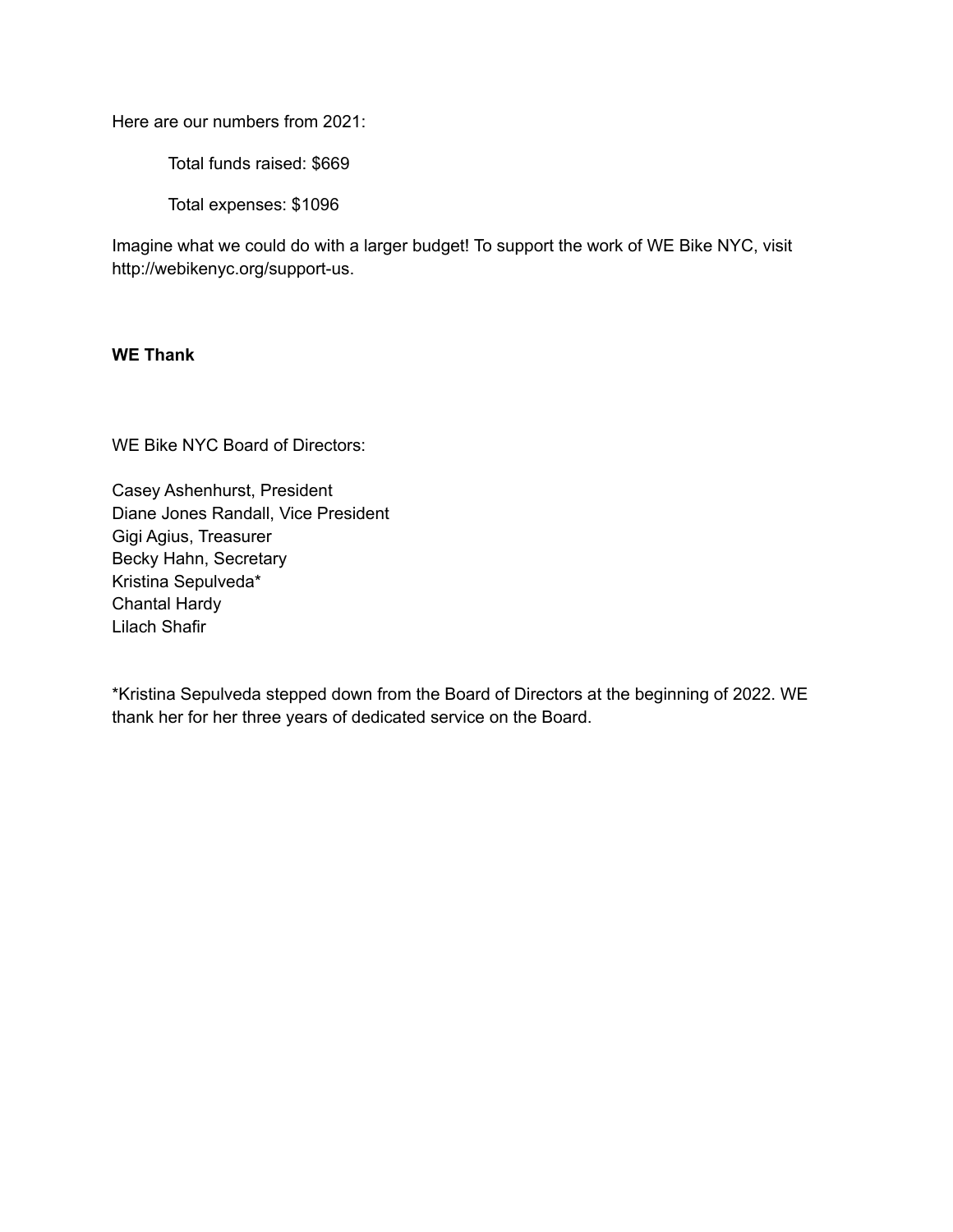Here are our numbers from 2021:

Total funds raised: $669

Total expenses: $1096

Imagine what we could do with a larger budget! To support the work of WE Bike NYC, visit http://webikenyc.org/support-us.

**WE Thank**

WE Bike NYC Board of Directors:

Casey Ashenhurst, President
Diane Jones Randall, Vice President
Gigi Agius, Treasurer
Becky Hahn, Secretary
Kristina Sepulveda*
Chantal Hardy
Lilach Shafir

*Kristina Sepulveda stepped down from the Board of Directors at the beginning of 2022. WE thank her for her three years of dedicated service on the Board.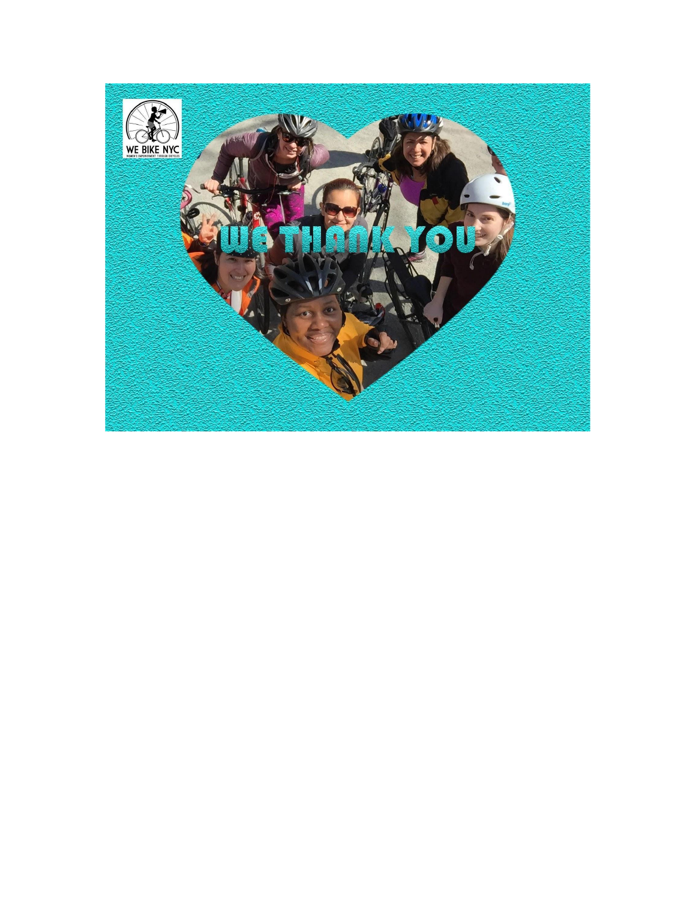WE BIKE NYC

WOMEN'S EMPOWERMENT THROUGH BICYCLES

# WE THANK YOU